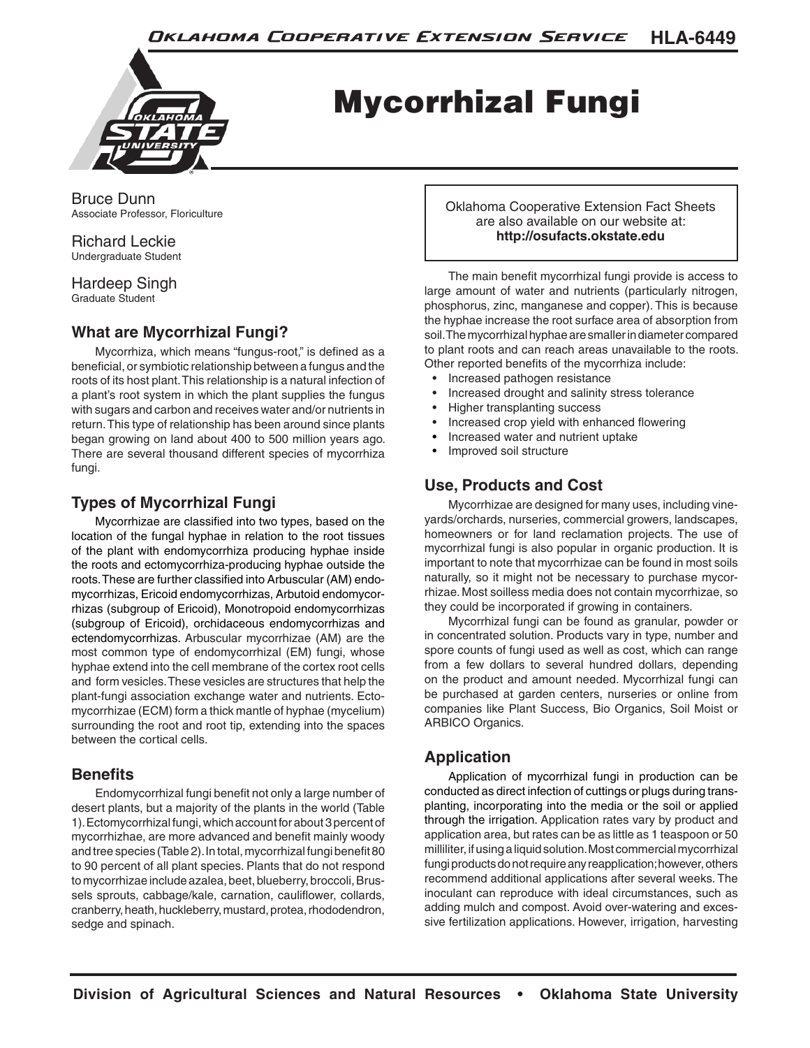# Mycorrhizal Fungi

Bruce Dunn
Associate Professor, Floriculture

Richard Leckie
Undergraduate Student

Hardeep Singh
Graduate Student

Oklahoma Cooperative Extension Fact Sheets are also available on our website at: **http://osufacts.okstate.edu**

## What are Mycorrhizal Fungi?

Mycorrhiza, which means "fungus-root," is defined as a beneficial, or symbiotic relationship between a fungus and the roots of its host plant. This relationship is a natural infection of a plant's root system in which the plant supplies the fungus with sugars and carbon and receives water and/or nutrients in return. This type of relationship has been around since plants began growing on land about 400 to 500 million years ago. There are several thousand different species of mycorrhiza fungi.

## Types of Mycorrhizal Fungi

Mycorrhizae are classified into two types, based on the location of the fungal hyphae in relation to the root tissues of the plant with endomycorrhiza producing hyphae inside the roots and ectomycorrhiza-producing hyphae outside the roots. These are further classified into Arbuscular (AM) endomycorrhizas, Ericoid endomycorrhizas, Arbutoid endomycorrhizas (subgroup of Ericoid), Monotropoid endomycorrhizas (subgroup of Ericoid), orchidaceous endomycorrhizas and ectendomycorrhizas. Arbuscular mycorrhizae (AM) are the most common type of endomycorrhizal (EM) fungi, whose hyphae extend into the cell membrane of the cortex root cells and form vesicles. These vesicles are structures that help the plant-fungi association exchange water and nutrients. Ectomycorrhizae (ECM) form a thick mantle of hyphae (mycelium) surrounding the root and root tip, extending into the spaces between the cortical cells.

## Benefits

Endomycorrhizal fungi benefit not only a large number of desert plants, but a majority of the plants in the world (Table 1). Ectomycorrhizal fungi, which account for about 3 percent of mycorrhizhae, are more advanced and benefit mainly woody and tree species (Table 2). In total, mycorrhizal fungi benefit 80 to 90 percent of all plant species. Plants that do not respond to mycorrhizae include azalea, beet, blueberry, broccoli, Brussels sprouts, cabbage/kale, carnation, cauliflower, collards, cranberry, heath, huckleberry, mustard, protea, rhododendron, sedge and spinach.

The main benefit mycorrhizal fungi provide is access to large amount of water and nutrients (particularly nitrogen, phosphorus, zinc, manganese and copper). This is because the hyphae increase the root surface area of absorption from soil. The mycorrhizal hyphae are smaller in diameter compared to plant roots and can reach areas unavailable to the roots. Other reported benefits of the mycorrhiza include:

- Increased pathogen resistance
- Increased drought and salinity stress tolerance
- Higher transplanting success
- Increased crop yield with enhanced flowering
- Increased water and nutrient uptake
- Improved soil structure

## Use, Products and Cost

Mycorrhizae are designed for many uses, including vineyards/orchards, nurseries, commercial growers, landscapes, homeowners or for land reclamation projects. The use of mycorrhizal fungi is also popular in organic production. It is important to note that mycorrhizae can be found in most soils naturally, so it might not be necessary to purchase mycorrhizae. Most soilless media does not contain mycorrhizae, so they could be incorporated if growing in containers.

Mycorrhizal fungi can be found as granular, powder or in concentrated solution. Products vary in type, number and spore counts of fungi used as well as cost, which can range from a few dollars to several hundred dollars, depending on the product and amount needed. Mycorrhizal fungi can be purchased at garden centers, nurseries or online from companies like Plant Success, Bio Organics, Soil Moist or ARBICO Organics.

## Application

Application of mycorrhizal fungi in production can be conducted as direct infection of cuttings or plugs during transplanting, incorporating into the media or the soil or applied through the irrigation. Application rates vary by product and application area, but rates can be as little as 1 teaspoon or 50 milliliter, if using a liquid solution. Most commercial mycorrhizal fungi products do not require any reapplication; however, others recommend additional applications after several weeks. The inoculant can reproduce with ideal circumstances, such as adding mulch and compost. Avoid over-watering and excessive fertilization applications. However, irrigation, harvesting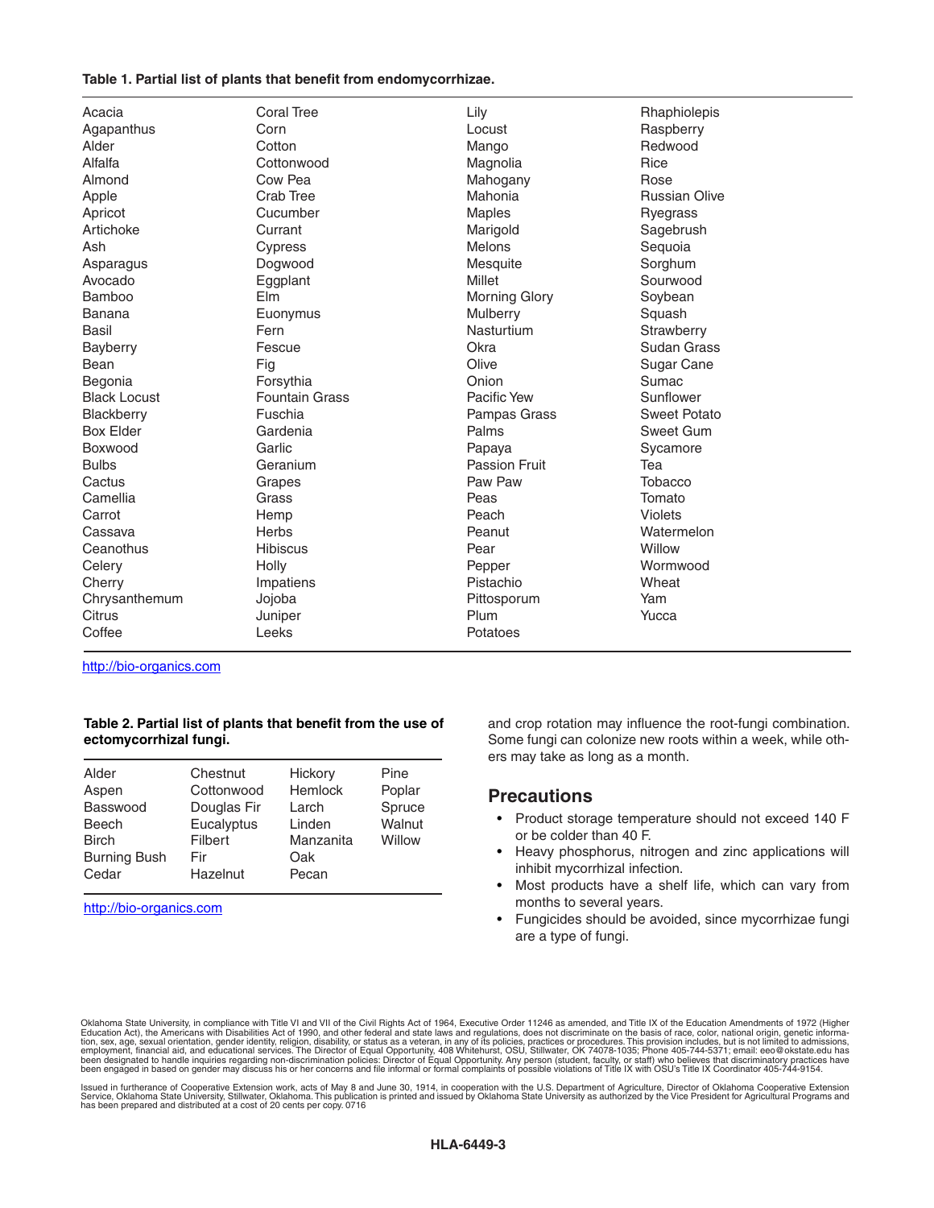**Table 1. Partial list of plants that benefit from endomycorrhizae.**

| | | | |
|---|---|---|---|
| Acacia | Coral Tree | Lily | Rhaphiolepis |
| Agapanthus | Corn | Locust | Raspberry |
| Alder | Cotton | Mango | Redwood |
| Alfalfa | Cottonwood | Magnolia | Rice |
| Almond | Cow Pea | Mahogany | Rose |
| Apple | Crab Tree | Mahonia | Russian Olive |
| Apricot | Cucumber | Maples | Ryegrass |
| Artichoke | Currant | Marigold | Sagebrush |
| Ash | Cypress | Melons | Sequoia |
| Asparagus | Dogwood | Mesquite | Sorghum |
| Avocado | Eggplant | Millet | Sourwood |
| Bamboo | Elm | Morning Glory | Soybean |
| Banana | Euonymus | Mulberry | Squash |
| Basil | Fern | Nasturtium | Strawberry |
| Bayberry | Fescue | Okra | Sudan Grass |
| Bean | Fig | Olive | Sugar Cane |
| Begonia | Forsythia | Onion | Sumac |
| Black Locust | Fountain Grass | Pacific Yew | Sunflower |
| Blackberry | Fuschia | Pampas Grass | Sweet Potato |
| Box Elder | Gardenia | Palms | Sweet Gum |
| Boxwood | Garlic | Papaya | Sycamore |
| Bulbs | Geranium | Passion Fruit | Tea |
| Cactus | Grapes | Paw Paw | Tobacco |
| Camellia | Grass | Peas | Tomato |
| Carrot | Hemp | Peach | Violets |
| Cassava | Herbs | Peanut | Watermelon |
| Ceanothus | Hibiscus | Pear | Willow |
| Celery | Holly | Pepper | Wormwood |
| Cherry | Impatiens | Pistachio | Wheat |
| Chrysanthemum | Jojoba | Pittosporum | Yam |
| Citrus | Juniper | Plum | Yucca |
| Coffee | Leeks | Potatoes | |

http://bio-organics.com

**Table 2. Partial list of plants that benefit from the use of ectomycorrhizal fungi.**

| | | | |
|---|---|---|---|
| Alder | Chestnut | Hickory | Pine |
| Aspen | Cottonwood | Hemlock | Poplar |
| Basswood | Douglas Fir | Larch | Spruce |
| Beech | Eucalyptus | Linden | Walnut |
| Birch | Filbert | Manzanita | Willow |
| Burning Bush | Fir | Oak | |
| Cedar | Hazelnut | Pecan | |

http://bio-organics.com

and crop rotation may influence the root-fungi combination. Some fungi can colonize new roots within a week, while others may take as long as a month.

## Precautions

- Product storage temperature should not exceed 140 F or be colder than 40 F.
- Heavy phosphorus, nitrogen and zinc applications will inhibit mycorrhizal infection.
- Most products have a shelf life, which can vary from months to several years.
- Fungicides should be avoided, since mycorrhizae fungi are a type of fungi.

Oklahoma State University, in compliance with Title VI and VII of the Civil Rights Act of 1964, Executive Order 11246 as amended, and Title IX of the Education Amendments of 1972 (Higher Education Act), the Americans with Disabilities Act of 1990, and other federal and state laws and regulations, does not discriminate on the basis of race, color, national origin, genetic information, sex, age, sexual orientation, gender identity, religion, disability, or status as a veteran, in any of its policies, practices or procedures. This provision includes, but is not limited to admissions, employment, financial aid, and educational services. The Director of Equal Opportunity, 408 Whitehurst, OSU, Stillwater, OK 74078-1035; Phone 405-744-5371; email: eeo@okstate.edu has been designated to handle inquiries regarding non-discrimination policies: Director of Equal Opportunity. Any person (student, faculty, or staff) who believes that discriminatory practices have been engaged in based on gender may discuss his or her concerns and file informal or formal complaints of possible violations of Title IX with OSU's Title IX Coordinator 405-744-9154.

Issued in furtherance of Cooperative Extension work, acts of May 8 and June 30, 1914, in cooperation with the U.S. Department of Agriculture, Director of Oklahoma Cooperative Extension Service, Oklahoma State University, Stillwater, Oklahoma. This publication is printed and issued by Oklahoma State University as authorized by the Vice President for Agricultural Programs and has been prepared and distributed at a cost of 20 cents per copy. 0716